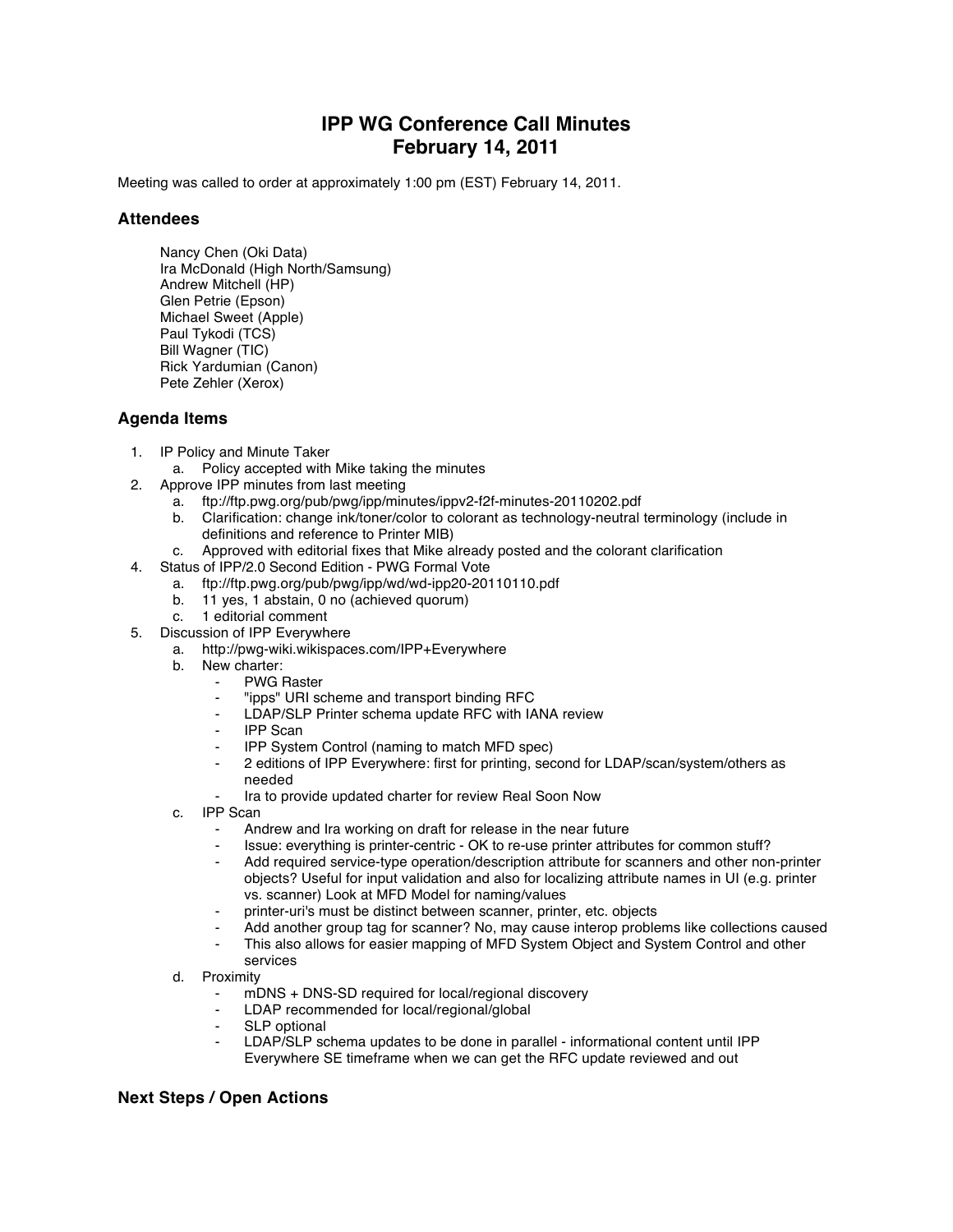# IPP WG Conference Call Minutes
# February 14, 2011

Meeting was called to order at approximately 1:00 pm (EST) February 14, 2011.

## Attendees

Nancy Chen (Oki Data)
Ira McDonald (High North/Samsung)
Andrew Mitchell (HP)
Glen Petrie (Epson)
Michael Sweet (Apple)
Paul Tykodi (TCS)
Bill Wagner (TIC)
Rick Yardumian (Canon)
Pete Zehler (Xerox)

## Agenda Items

1. IP Policy and Minute Taker
   a. Policy accepted with Mike taking the minutes
2. Approve IPP minutes from last meeting
   a. ftp://ftp.pwg.org/pub/pwg/ipp/minutes/ippv2-f2f-minutes-20110202.pdf
   b. Clarification: change ink/toner/color to colorant as technology-neutral terminology (include in definitions and reference to Printer MIB)
   c. Approved with editorial fixes that Mike already posted and the colorant clarification
4. Status of IPP/2.0 Second Edition - PWG Formal Vote
   a. ftp://ftp.pwg.org/pub/pwg/ipp/wd/wd-ipp20-20110110.pdf
   b. 11 yes, 1 abstain, 0 no (achieved quorum)
   c. 1 editorial comment
5. Discussion of IPP Everywhere
   a. http://pwg-wiki.wikispaces.com/IPP+Everywhere
   b. New charter:
      - PWG Raster
      - "ipps" URI scheme and transport binding RFC
      - LDAP/SLP Printer schema update RFC with IANA review
      - IPP Scan
      - IPP System Control (naming to match MFD spec)
      - 2 editions of IPP Everywhere: first for printing, second for LDAP/scan/system/others as needed
      - Ira to provide updated charter for review Real Soon Now
   c. IPP Scan
      - Andrew and Ira working on draft for release in the near future
      - Issue: everything is printer-centric - OK to re-use printer attributes for common stuff?
      - Add required service-type operation/description attribute for scanners and other non-printer objects? Useful for input validation and also for localizing attribute names in UI (e.g. printer vs. scanner) Look at MFD Model for naming/values
      - printer-uri's must be distinct between scanner, printer, etc. objects
      - Add another group tag for scanner? No, may cause interop problems like collections caused
      - This also allows for easier mapping of MFD System Object and System Control and other services
   d. Proximity
      - mDNS + DNS-SD required for local/regional discovery
      - LDAP recommended for local/regional/global
      - SLP optional
      - LDAP/SLP schema updates to be done in parallel - informational content until IPP Everywhere SE timeframe when we can get the RFC update reviewed and out

## Next Steps / Open Actions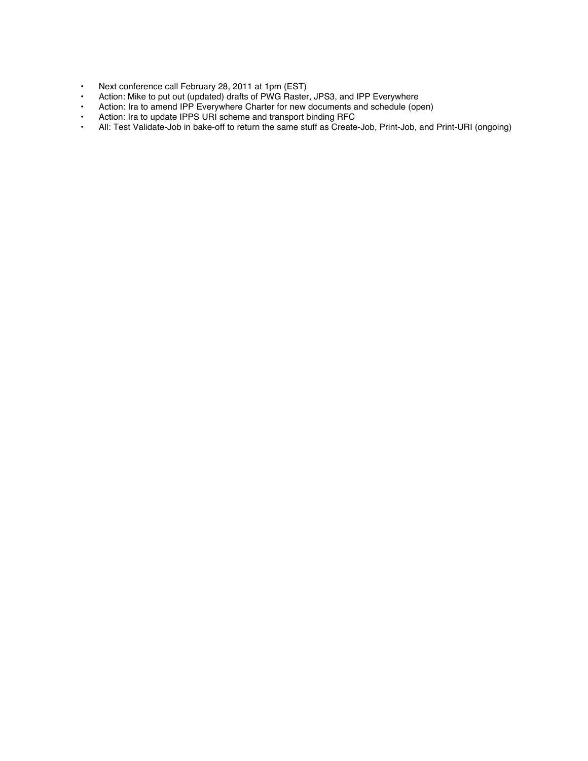- Next conference call February 28, 2011 at 1pm (EST)
- Action: Mike to put out (updated) drafts of PWG Raster, JPS3, and IPP Everywhere
- Action: Ira to amend IPP Everywhere Charter for new documents and schedule (open)
- Action: Ira to update IPPS URI scheme and transport binding RFC
- All: Test Validate-Job in bake-off to return the same stuff as Create-Job, Print-Job, and Print-URI (ongoing)